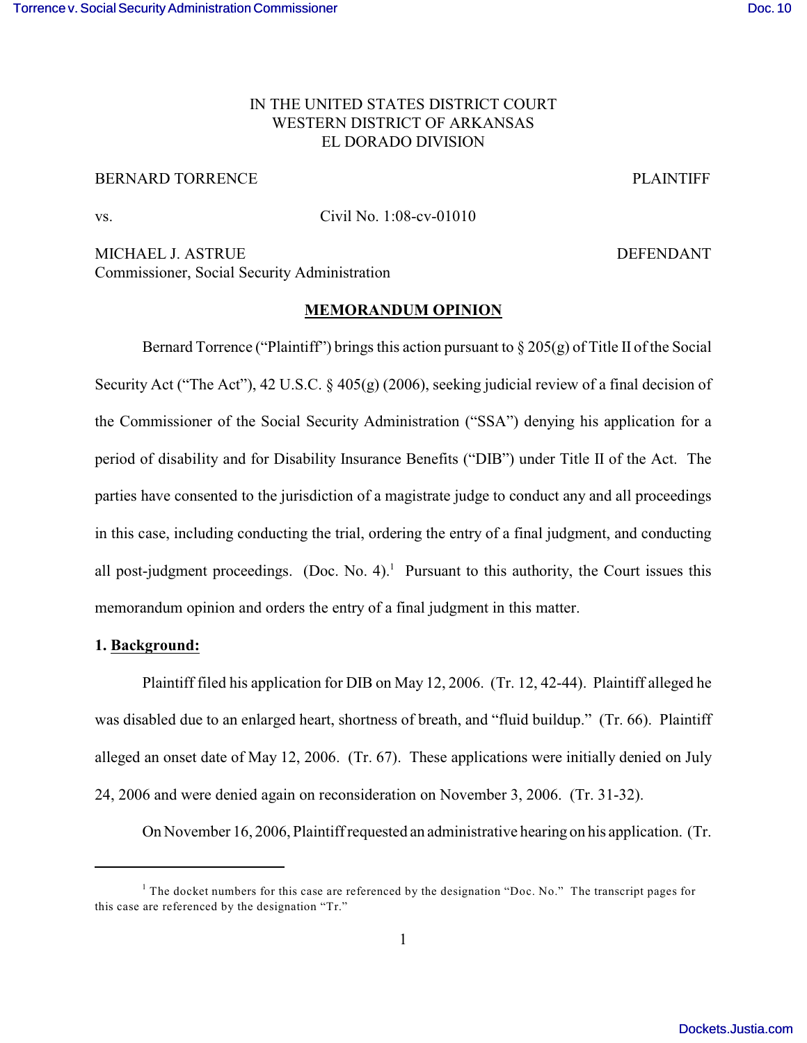IN THE UNITED STATES DISTRICT COURT
WESTERN DISTRICT OF ARKANSAS
EL DORADO DIVISION

BERNARD TORRENCE PLAINTIFF

vs. Civil No. 1:08-cv-01010

MICHAEL J. ASTRUE DEFENDANT
Commissioner, Social Security Administration

## MEMORANDUM OPINION

Bernard Torrence ("Plaintiff") brings this action pursuant to § 205(g) of Title II of the Social Security Act ("The Act"), 42 U.S.C. § 405(g) (2006), seeking judicial review of a final decision of the Commissioner of the Social Security Administration ("SSA") denying his application for a period of disability and for Disability Insurance Benefits ("DIB") under Title II of the Act. The parties have consented to the jurisdiction of a magistrate judge to conduct any and all proceedings in this case, including conducting the trial, ordering the entry of a final judgment, and conducting all post-judgment proceedings. (Doc. No. 4).[1] Pursuant to this authority, the Court issues this memorandum opinion and orders the entry of a final judgment in this matter.

**1. Background:**

Plaintiff filed his application for DIB on May 12, 2006. (Tr. 12, 42-44). Plaintiff alleged he was disabled due to an enlarged heart, shortness of breath, and "fluid buildup." (Tr. 66). Plaintiff alleged an onset date of May 12, 2006. (Tr. 67). These applications were initially denied on July 24, 2006 and were denied again on reconsideration on November 3, 2006. (Tr. 31-32).

On November 16, 2006, Plaintiff requested an administrative hearing on his application. (Tr.

[1] The docket numbers for this case are referenced by the designation "Doc. No." The transcript pages for this case are referenced by the designation "Tr."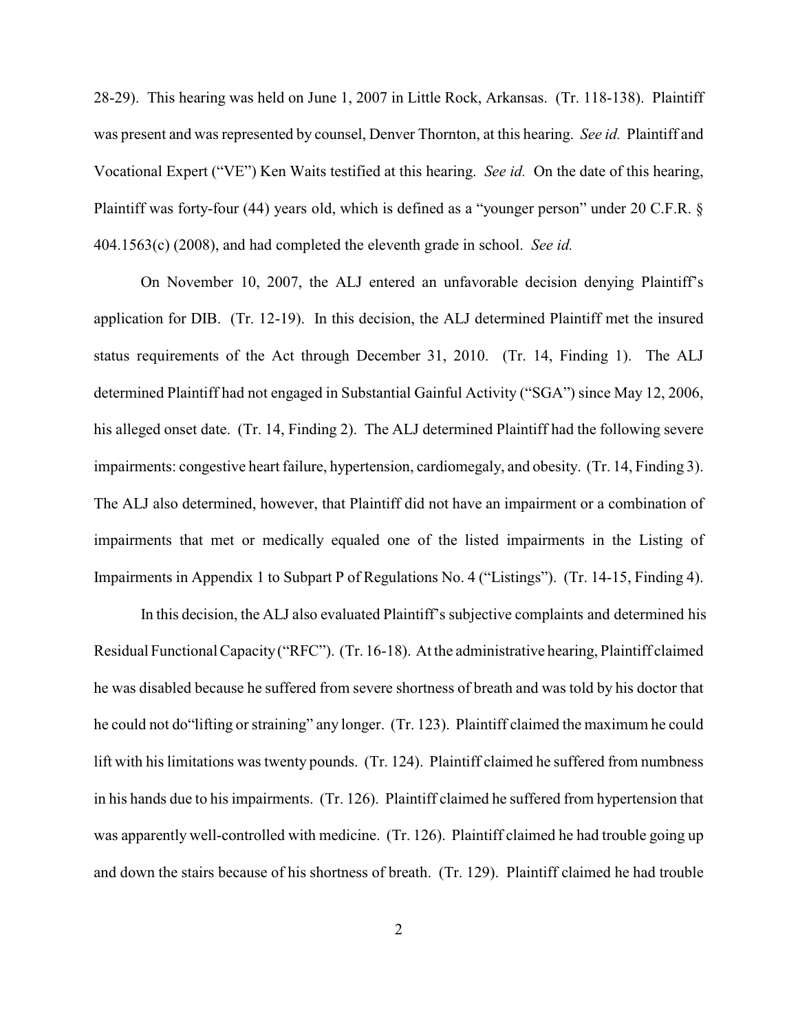28-29). This hearing was held on June 1, 2007 in Little Rock, Arkansas. (Tr. 118-138). Plaintiff was present and was represented by counsel, Denver Thornton, at this hearing. *See id.* Plaintiff and Vocational Expert ("VE") Ken Waits testified at this hearing. *See id.* On the date of this hearing, Plaintiff was forty-four (44) years old, which is defined as a "younger person" under 20 C.F.R. § 404.1563(c) (2008), and had completed the eleventh grade in school. *See id.*

On November 10, 2007, the ALJ entered an unfavorable decision denying Plaintiff's application for DIB. (Tr. 12-19). In this decision, the ALJ determined Plaintiff met the insured status requirements of the Act through December 31, 2010. (Tr. 14, Finding 1). The ALJ determined Plaintiff had not engaged in Substantial Gainful Activity ("SGA") since May 12, 2006, his alleged onset date. (Tr. 14, Finding 2). The ALJ determined Plaintiff had the following severe impairments: congestive heart failure, hypertension, cardiomegaly, and obesity. (Tr. 14, Finding 3). The ALJ also determined, however, that Plaintiff did not have an impairment or a combination of impairments that met or medically equaled one of the listed impairments in the Listing of Impairments in Appendix 1 to Subpart P of Regulations No. 4 ("Listings"). (Tr. 14-15, Finding 4).

In this decision, the ALJ also evaluated Plaintiff's subjective complaints and determined his Residual Functional Capacity ("RFC"). (Tr. 16-18). At the administrative hearing, Plaintiff claimed he was disabled because he suffered from severe shortness of breath and was told by his doctor that he could not do"lifting or straining" any longer. (Tr. 123). Plaintiff claimed the maximum he could lift with his limitations was twenty pounds. (Tr. 124). Plaintiff claimed he suffered from numbness in his hands due to his impairments. (Tr. 126). Plaintiff claimed he suffered from hypertension that was apparently well-controlled with medicine. (Tr. 126). Plaintiff claimed he had trouble going up and down the stairs because of his shortness of breath. (Tr. 129). Plaintiff claimed he had trouble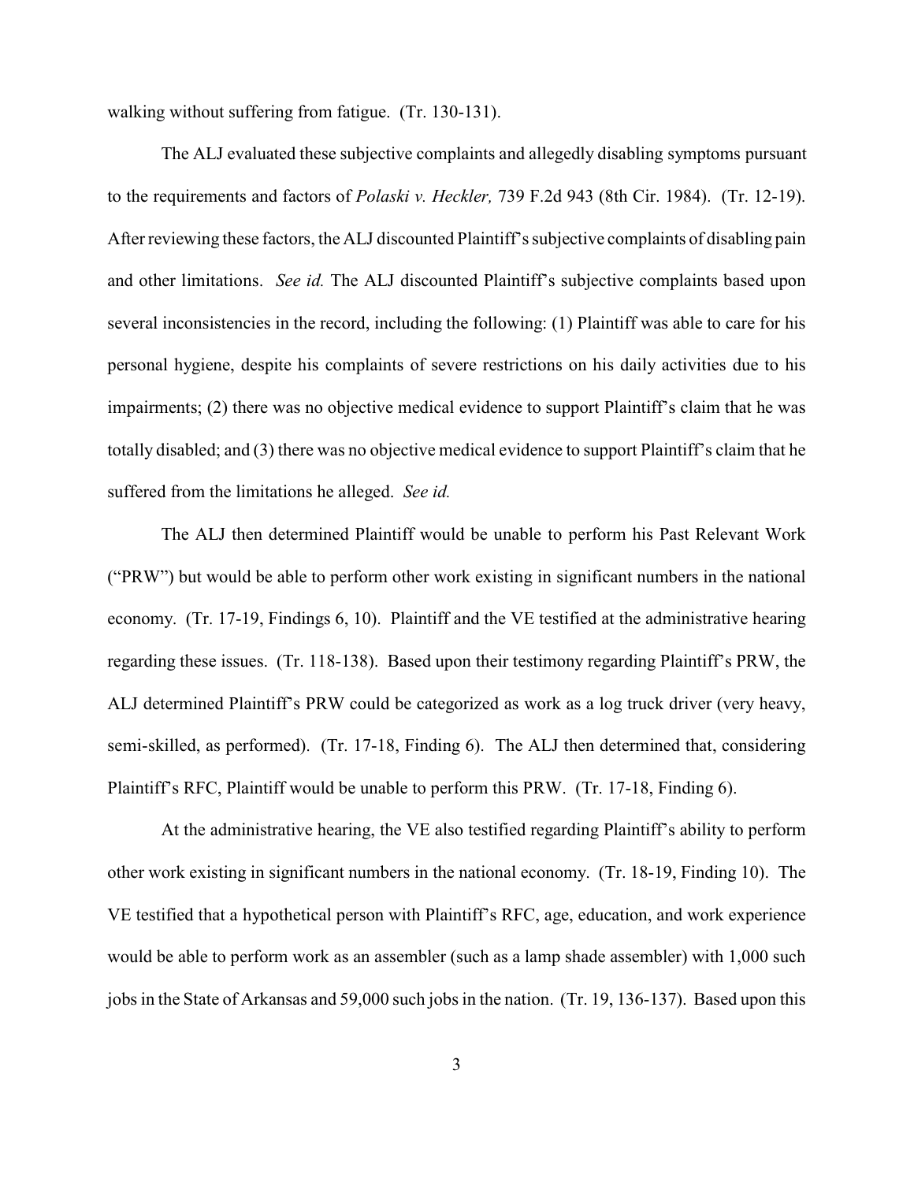walking without suffering from fatigue. (Tr. 130-131).

The ALJ evaluated these subjective complaints and allegedly disabling symptoms pursuant to the requirements and factors of *Polaski v. Heckler,* 739 F.2d 943 (8th Cir. 1984). (Tr. 12-19). After reviewing these factors, the ALJ discounted Plaintiff's subjective complaints of disabling pain and other limitations. *See id.* The ALJ discounted Plaintiff's subjective complaints based upon several inconsistencies in the record, including the following: (1) Plaintiff was able to care for his personal hygiene, despite his complaints of severe restrictions on his daily activities due to his impairments; (2) there was no objective medical evidence to support Plaintiff's claim that he was totally disabled; and (3) there was no objective medical evidence to support Plaintiff's claim that he suffered from the limitations he alleged. *See id.*

The ALJ then determined Plaintiff would be unable to perform his Past Relevant Work ("PRW") but would be able to perform other work existing in significant numbers in the national economy. (Tr. 17-19, Findings 6, 10). Plaintiff and the VE testified at the administrative hearing regarding these issues. (Tr. 118-138). Based upon their testimony regarding Plaintiff's PRW, the ALJ determined Plaintiff's PRW could be categorized as work as a log truck driver (very heavy, semi-skilled, as performed). (Tr. 17-18, Finding 6). The ALJ then determined that, considering Plaintiff's RFC, Plaintiff would be unable to perform this PRW. (Tr. 17-18, Finding 6).

At the administrative hearing, the VE also testified regarding Plaintiff's ability to perform other work existing in significant numbers in the national economy. (Tr. 18-19, Finding 10). The VE testified that a hypothetical person with Plaintiff's RFC, age, education, and work experience would be able to perform work as an assembler (such as a lamp shade assembler) with 1,000 such jobs in the State of Arkansas and 59,000 such jobs in the nation. (Tr. 19, 136-137). Based upon this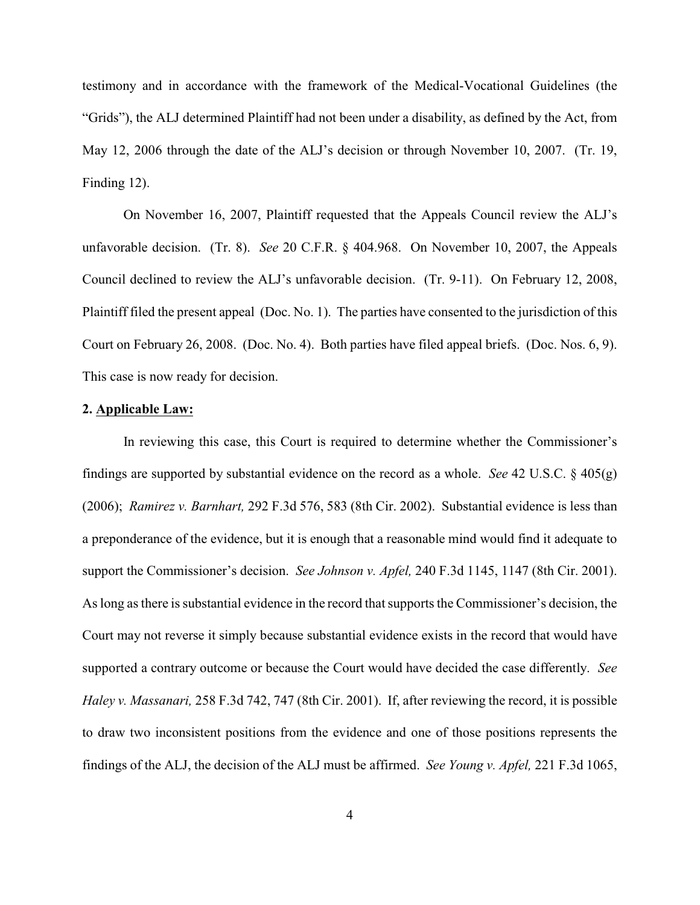testimony and in accordance with the framework of the Medical-Vocational Guidelines (the "Grids"), the ALJ determined Plaintiff had not been under a disability, as defined by the Act, from May 12, 2006 through the date of the ALJ's decision or through November 10, 2007. (Tr. 19, Finding 12).

On November 16, 2007, Plaintiff requested that the Appeals Council review the ALJ's unfavorable decision. (Tr. 8). *See* 20 C.F.R. § 404.968. On November 10, 2007, the Appeals Council declined to review the ALJ's unfavorable decision. (Tr. 9-11). On February 12, 2008, Plaintiff filed the present appeal (Doc. No. 1). The parties have consented to the jurisdiction of this Court on February 26, 2008. (Doc. No. 4). Both parties have filed appeal briefs. (Doc. Nos. 6, 9). This case is now ready for decision.

**2. <u>Applicable Law:</u>**

In reviewing this case, this Court is required to determine whether the Commissioner's findings are supported by substantial evidence on the record as a whole. *See* 42 U.S.C. § 405(g) (2006); *Ramirez v. Barnhart,* 292 F.3d 576, 583 (8th Cir. 2002). Substantial evidence is less than a preponderance of the evidence, but it is enough that a reasonable mind would find it adequate to support the Commissioner's decision. *See Johnson v. Apfel,* 240 F.3d 1145, 1147 (8th Cir. 2001). As long as there is substantial evidence in the record that supports the Commissioner's decision, the Court may not reverse it simply because substantial evidence exists in the record that would have supported a contrary outcome or because the Court would have decided the case differently. *See Haley v. Massanari,* 258 F.3d 742, 747 (8th Cir. 2001). If, after reviewing the record, it is possible to draw two inconsistent positions from the evidence and one of those positions represents the findings of the ALJ, the decision of the ALJ must be affirmed. *See Young v. Apfel,* 221 F.3d 1065,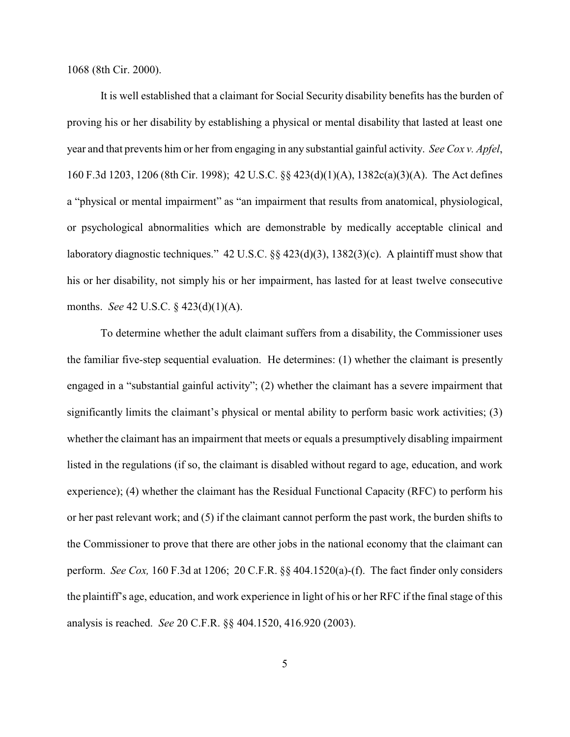1068 (8th Cir. 2000).

It is well established that a claimant for Social Security disability benefits has the burden of proving his or her disability by establishing a physical or mental disability that lasted at least one year and that prevents him or her from engaging in any substantial gainful activity. *See Cox v. Apfel*, 160 F.3d 1203, 1206 (8th Cir. 1998); 42 U.S.C. §§ 423(d)(1)(A), 1382c(a)(3)(A). The Act defines a "physical or mental impairment" as "an impairment that results from anatomical, physiological, or psychological abnormalities which are demonstrable by medically acceptable clinical and laboratory diagnostic techniques." 42 U.S.C. §§ 423(d)(3), 1382(3)(c). A plaintiff must show that his or her disability, not simply his or her impairment, has lasted for at least twelve consecutive months. *See* 42 U.S.C. § 423(d)(1)(A).

To determine whether the adult claimant suffers from a disability, the Commissioner uses the familiar five-step sequential evaluation. He determines: (1) whether the claimant is presently engaged in a "substantial gainful activity"; (2) whether the claimant has a severe impairment that significantly limits the claimant's physical or mental ability to perform basic work activities; (3) whether the claimant has an impairment that meets or equals a presumptively disabling impairment listed in the regulations (if so, the claimant is disabled without regard to age, education, and work experience); (4) whether the claimant has the Residual Functional Capacity (RFC) to perform his or her past relevant work; and (5) if the claimant cannot perform the past work, the burden shifts to the Commissioner to prove that there are other jobs in the national economy that the claimant can perform. *See Cox,* 160 F.3d at 1206; 20 C.F.R. §§ 404.1520(a)-(f). The fact finder only considers the plaintiff's age, education, and work experience in light of his or her RFC if the final stage of this analysis is reached. *See* 20 C.F.R. §§ 404.1520, 416.920 (2003).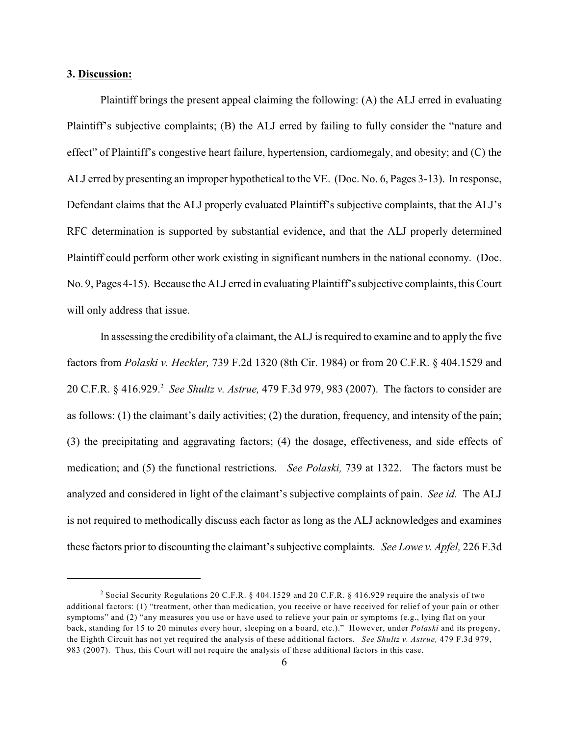**3. Discussion:**

Plaintiff brings the present appeal claiming the following: (A) the ALJ erred in evaluating Plaintiff's subjective complaints; (B) the ALJ erred by failing to fully consider the "nature and effect" of Plaintiff's congestive heart failure, hypertension, cardiomegaly, and obesity; and (C) the ALJ erred by presenting an improper hypothetical to the VE. (Doc. No. 6, Pages 3-13). In response, Defendant claims that the ALJ properly evaluated Plaintiff's subjective complaints, that the ALJ's RFC determination is supported by substantial evidence, and that the ALJ properly determined Plaintiff could perform other work existing in significant numbers in the national economy. (Doc. No. 9, Pages 4-15). Because the ALJ erred in evaluating Plaintiff's subjective complaints, this Court will only address that issue.

In assessing the credibility of a claimant, the ALJ is required to examine and to apply the five factors from *Polaski v. Heckler,* 739 F.2d 1320 (8th Cir. 1984) or from 20 C.F.R. § 404.1529 and 20 C.F.R. § 416.929.[2] *See Shultz v. Astrue,* 479 F.3d 979, 983 (2007). The factors to consider are as follows: (1) the claimant's daily activities; (2) the duration, frequency, and intensity of the pain; (3) the precipitating and aggravating factors; (4) the dosage, effectiveness, and side effects of medication; and (5) the functional restrictions. *See Polaski,* 739 at 1322. The factors must be analyzed and considered in light of the claimant's subjective complaints of pain. *See id.* The ALJ is not required to methodically discuss each factor as long as the ALJ acknowledges and examines these factors prior to discounting the claimant's subjective complaints. *See Lowe v. Apfel,* 226 F.3d

---

[2] Social Security Regulations 20 C.F.R. § 404.1529 and 20 C.F.R. § 416.929 require the analysis of two additional factors: (1) "treatment, other than medication, you receive or have received for relief of your pain or other symptoms" and (2) "any measures you use or have used to relieve your pain or symptoms (e.g., lying flat on your back, standing for 15 to 20 minutes every hour, sleeping on a board, etc.)." However, under *Polaski* and its progeny, the Eighth Circuit has not yet required the analysis of these additional factors. *See Shultz v. Astrue,* 479 F.3d 979, 983 (2007). Thus, this Court will not require the analysis of these additional factors in this case.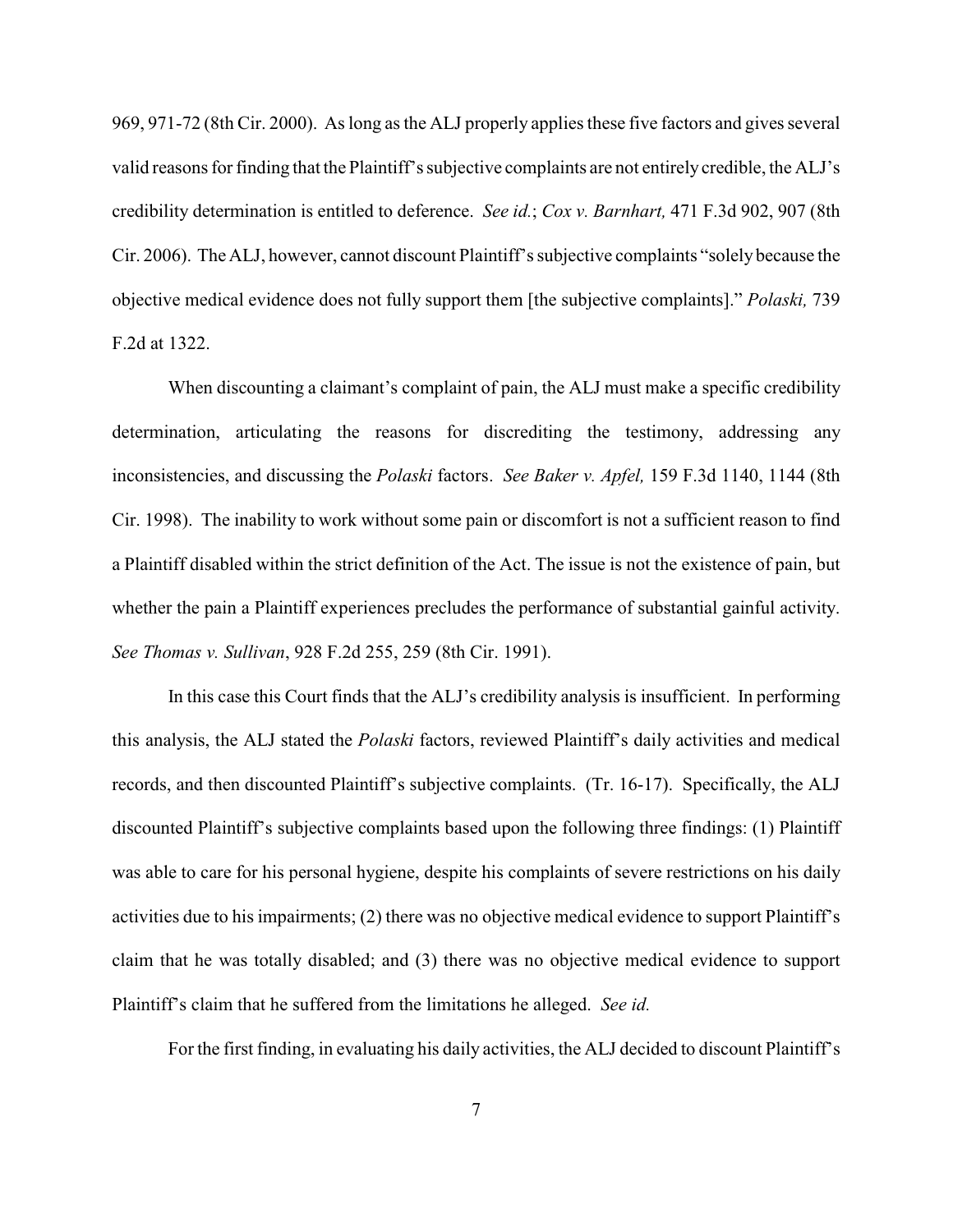969, 971-72 (8th Cir. 2000). As long as the ALJ properly applies these five factors and gives several valid reasons for finding that the Plaintiff's subjective complaints are not entirely credible, the ALJ's credibility determination is entitled to deference. *See id.*; *Cox v. Barnhart,* 471 F.3d 902, 907 (8th Cir. 2006). The ALJ, however, cannot discount Plaintiff's subjective complaints "solely because the objective medical evidence does not fully support them [the subjective complaints]." *Polaski,* 739 F.2d at 1322.

When discounting a claimant's complaint of pain, the ALJ must make a specific credibility determination, articulating the reasons for discrediting the testimony, addressing any inconsistencies, and discussing the *Polaski* factors. *See Baker v. Apfel,* 159 F.3d 1140, 1144 (8th Cir. 1998). The inability to work without some pain or discomfort is not a sufficient reason to find a Plaintiff disabled within the strict definition of the Act. The issue is not the existence of pain, but whether the pain a Plaintiff experiences precludes the performance of substantial gainful activity. *See Thomas v. Sullivan*, 928 F.2d 255, 259 (8th Cir. 1991).

In this case this Court finds that the ALJ's credibility analysis is insufficient. In performing this analysis, the ALJ stated the *Polaski* factors, reviewed Plaintiff's daily activities and medical records, and then discounted Plaintiff's subjective complaints. (Tr. 16-17). Specifically, the ALJ discounted Plaintiff's subjective complaints based upon the following three findings: (1) Plaintiff was able to care for his personal hygiene, despite his complaints of severe restrictions on his daily activities due to his impairments; (2) there was no objective medical evidence to support Plaintiff's claim that he was totally disabled; and (3) there was no objective medical evidence to support Plaintiff's claim that he suffered from the limitations he alleged. *See id.*

For the first finding, in evaluating his daily activities, the ALJ decided to discount Plaintiff's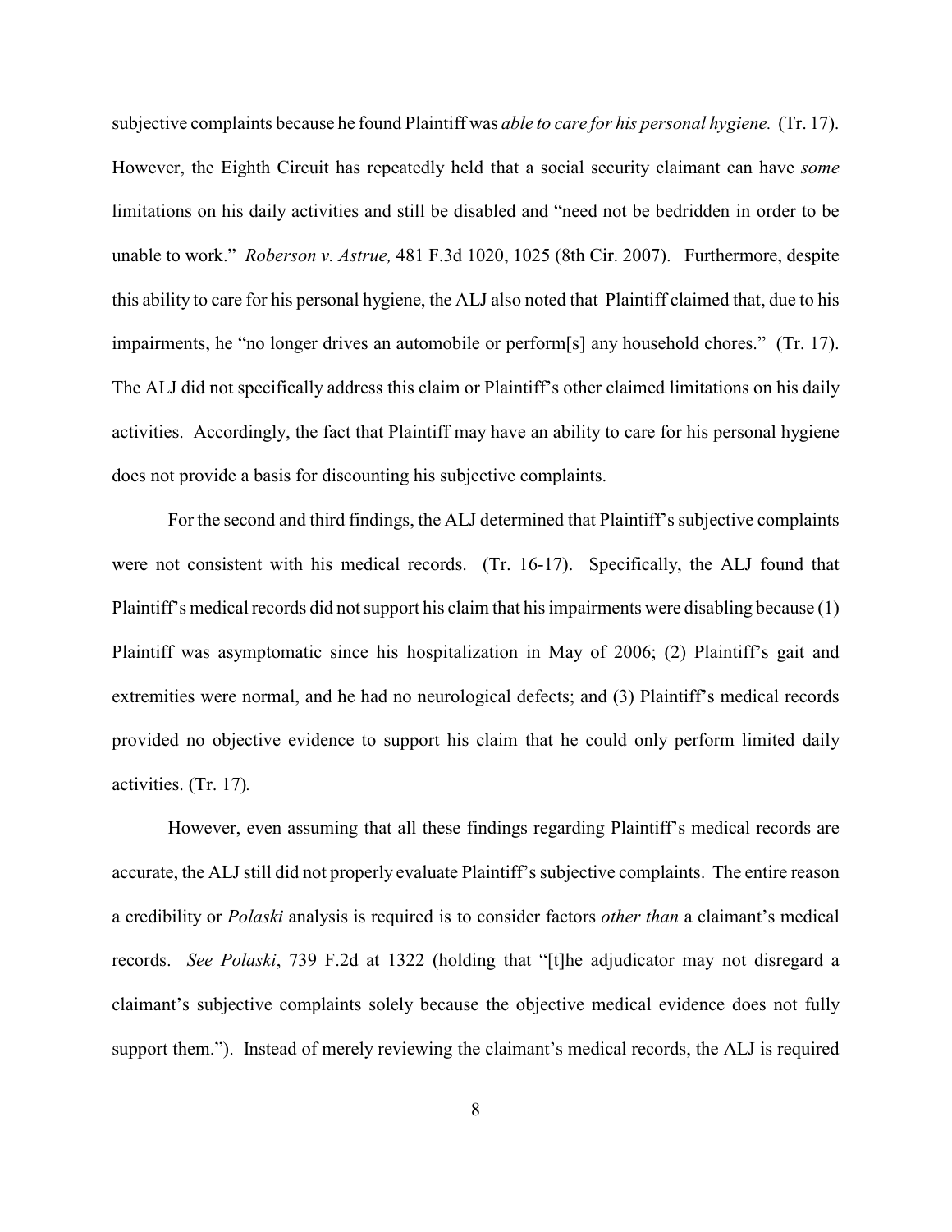subjective complaints because he found Plaintiff was *able to care for his personal hygiene.* (Tr. 17). However, the Eighth Circuit has repeatedly held that a social security claimant can have *some* limitations on his daily activities and still be disabled and "need not be bedridden in order to be unable to work." *Roberson v. Astrue,* 481 F.3d 1020, 1025 (8th Cir. 2007). Furthermore, despite this ability to care for his personal hygiene, the ALJ also noted that Plaintiff claimed that, due to his impairments, he "no longer drives an automobile or perform[s] any household chores." (Tr. 17). The ALJ did not specifically address this claim or Plaintiff's other claimed limitations on his daily activities. Accordingly, the fact that Plaintiff may have an ability to care for his personal hygiene does not provide a basis for discounting his subjective complaints.

For the second and third findings, the ALJ determined that Plaintiff's subjective complaints were not consistent with his medical records. (Tr. 16-17). Specifically, the ALJ found that Plaintiff's medical records did not support his claim that his impairments were disabling because (1) Plaintiff was asymptomatic since his hospitalization in May of 2006; (2) Plaintiff's gait and extremities were normal, and he had no neurological defects; and (3) Plaintiff's medical records provided no objective evidence to support his claim that he could only perform limited daily activities. (Tr. 17).

However, even assuming that all these findings regarding Plaintiff's medical records are accurate, the ALJ still did not properly evaluate Plaintiff's subjective complaints. The entire reason a credibility or *Polaski* analysis is required is to consider factors *other than* a claimant's medical records. *See Polaski*, 739 F.2d at 1322 (holding that "[t]he adjudicator may not disregard a claimant's subjective complaints solely because the objective medical evidence does not fully support them."). Instead of merely reviewing the claimant's medical records, the ALJ is required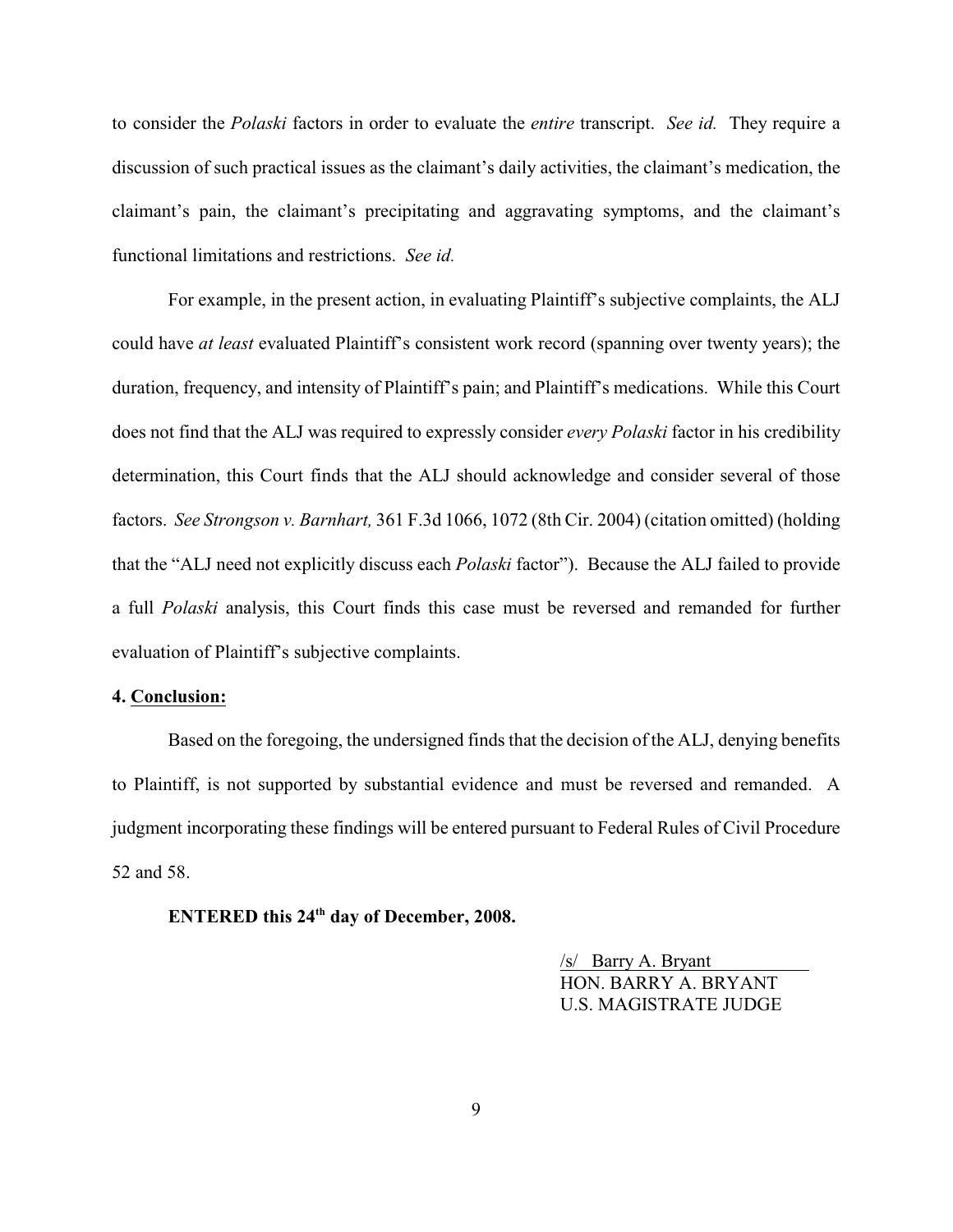to consider the *Polaski* factors in order to evaluate the *entire* transcript. *See id.* They require a discussion of such practical issues as the claimant's daily activities, the claimant's medication, the claimant's pain, the claimant's precipitating and aggravating symptoms, and the claimant's functional limitations and restrictions. *See id.*

For example, in the present action, in evaluating Plaintiff's subjective complaints, the ALJ could have *at least* evaluated Plaintiff's consistent work record (spanning over twenty years); the duration, frequency, and intensity of Plaintiff's pain; and Plaintiff's medications. While this Court does not find that the ALJ was required to expressly consider *every Polaski* factor in his credibility determination, this Court finds that the ALJ should acknowledge and consider several of those factors. *See Strongson v. Barnhart,* 361 F.3d 1066, 1072 (8th Cir. 2004) (citation omitted) (holding that the "ALJ need not explicitly discuss each *Polaski* factor"). Because the ALJ failed to provide a full *Polaski* analysis, this Court finds this case must be reversed and remanded for further evaluation of Plaintiff's subjective complaints.

**4. Conclusion:**

Based on the foregoing, the undersigned finds that the decision of the ALJ, denying benefits to Plaintiff, is not supported by substantial evidence and must be reversed and remanded. A judgment incorporating these findings will be entered pursuant to Federal Rules of Civil Procedure 52 and 58.

**ENTERED this 24th day of December, 2008.**

/s/ Barry A. Bryant
HON. BARRY A. BRYANT
U.S. MAGISTRATE JUDGE